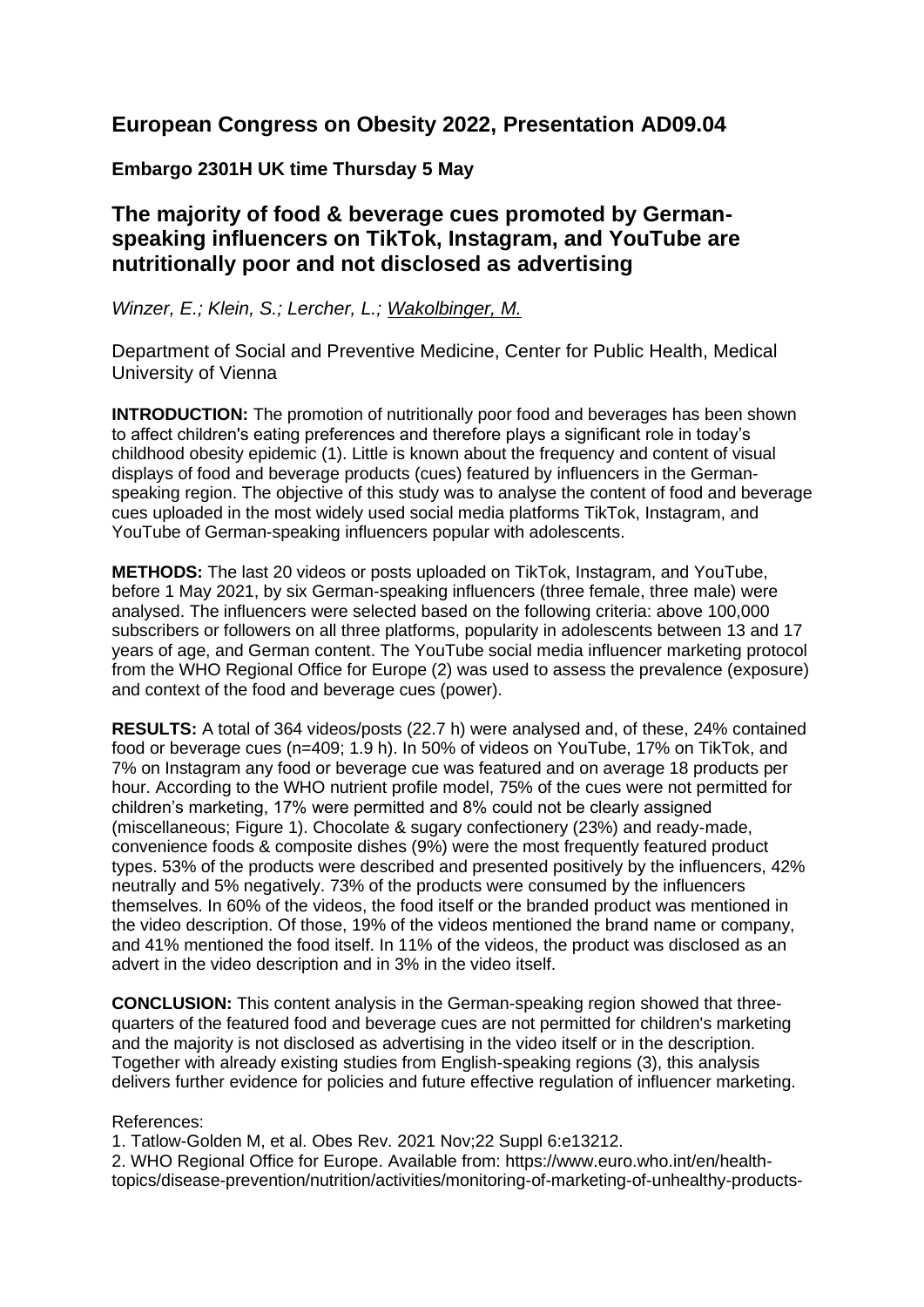# European Congress on Obesity 2022, Presentation AD09.04

**Embargo 2301H UK time Thursday 5 May**

## The majority of food & beverage cues promoted by German-speaking influencers on TikTok, Instagram, and YouTube are nutritionally poor and not disclosed as advertising

*Winzer, E.; Klein, S.; Lercher, L.; Wakolbinger, M.*

Department of Social and Preventive Medicine, Center for Public Health, Medical University of Vienna

**INTRODUCTION:** The promotion of nutritionally poor food and beverages has been shown to affect children's eating preferences and therefore plays a significant role in today's childhood obesity epidemic (1). Little is known about the frequency and content of visual displays of food and beverage products (cues) featured by influencers in the German-speaking region. The objective of this study was to analyse the content of food and beverage cues uploaded in the most widely used social media platforms TikTok, Instagram, and YouTube of German-speaking influencers popular with adolescents.

**METHODS:** The last 20 videos or posts uploaded on TikTok, Instagram, and YouTube, before 1 May 2021, by six German-speaking influencers (three female, three male) were analysed. The influencers were selected based on the following criteria: above 100,000 subscribers or followers on all three platforms, popularity in adolescents between 13 and 17 years of age, and German content. The YouTube social media influencer marketing protocol from the WHO Regional Office for Europe (2) was used to assess the prevalence (exposure) and context of the food and beverage cues (power).

**RESULTS:** A total of 364 videos/posts (22.7 h) were analysed and, of these, 24% contained food or beverage cues (n=409; 1.9 h). In 50% of videos on YouTube, 17% on TikTok, and 7% on Instagram any food or beverage cue was featured and on average 18 products per hour. According to the WHO nutrient profile model, 75% of the cues were not permitted for children's marketing, 17% were permitted and 8% could not be clearly assigned (miscellaneous; Figure 1). Chocolate & sugary confectionery (23%) and ready-made, convenience foods & composite dishes (9%) were the most frequently featured product types. 53% of the products were described and presented positively by the influencers, 42% neutrally and 5% negatively. 73% of the products were consumed by the influencers themselves. In 60% of the videos, the food itself or the branded product was mentioned in the video description. Of those, 19% of the videos mentioned the brand name or company, and 41% mentioned the food itself. In 11% of the videos, the product was disclosed as an advert in the video description and in 3% in the video itself.

**CONCLUSION:** This content analysis in the German-speaking region showed that three-quarters of the featured food and beverage cues are not permitted for children's marketing and the majority is not disclosed as advertising in the video itself or in the description. Together with already existing studies from English-speaking regions (3), this analysis delivers further evidence for policies and future effective regulation of influencer marketing.

References:

1. Tatlow-Golden M, et al. Obes Rev. 2021 Nov;22 Suppl 6:e13212.
2. WHO Regional Office for Europe. Available from: https://www.euro.who.int/en/health-topics/disease-prevention/nutrition/activities/monitoring-of-marketing-of-unhealthy-products-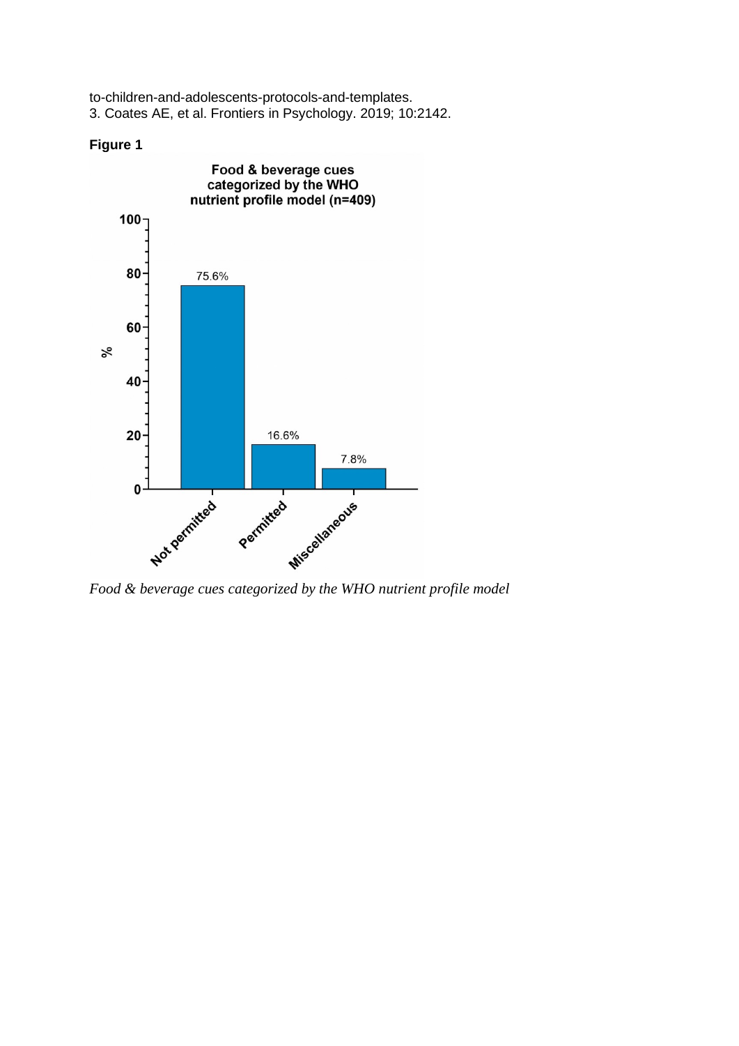to-children-and-adolescents-protocols-and-templates.
3. Coates AE, et al. Frontiers in Psychology. 2019; 10:2142.

**Figure 1**

Food & beverage cues categorized by the WHO nutrient profile model (n=409)

100
80
60
%
40
20
0

75.6%
16.6%
7.8%

Not permitted
Permitted
Miscellaneous

*Food & beverage cues categorized by the WHO nutrient profile model*